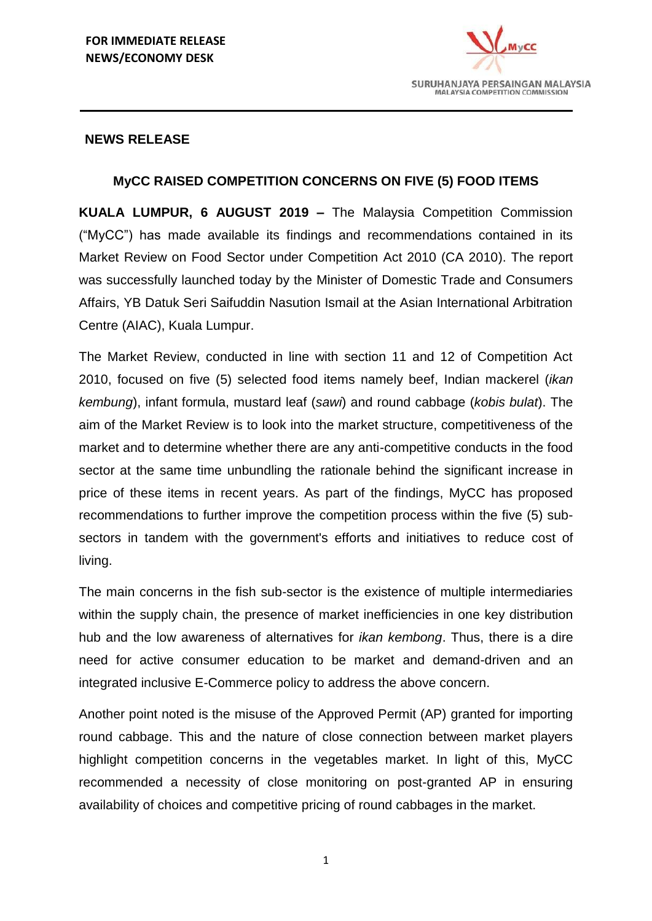**FOR IMMEDIATE RELEASE**
**NEWS/ECONOMY DESK**

SURUHANJAYA PERSAINGAN MALAYSIA
MALAYSIA COMPETITION COMMISSION

## NEWS RELEASE

### MyCC RAISED COMPETITION CONCERNS ON FIVE (5) FOOD ITEMS

**KUALA LUMPUR, 6 AUGUST 2019 –** The Malaysia Competition Commission ("MyCC") has made available its findings and recommendations contained in its Market Review on Food Sector under Competition Act 2010 (CA 2010). The report was successfully launched today by the Minister of Domestic Trade and Consumers Affairs, YB Datuk Seri Saifuddin Nasution Ismail at the Asian International Arbitration Centre (AIAC), Kuala Lumpur.

The Market Review, conducted in line with section 11 and 12 of Competition Act 2010, focused on five (5) selected food items namely beef, Indian mackerel (*ikan kembung*), infant formula, mustard leaf (*sawi*) and round cabbage (*kobis bulat*). The aim of the Market Review is to look into the market structure, competitiveness of the market and to determine whether there are any anti-competitive conducts in the food sector at the same time unbundling the rationale behind the significant increase in price of these items in recent years. As part of the findings, MyCC has proposed recommendations to further improve the competition process within the five (5) sub-sectors in tandem with the government's efforts and initiatives to reduce cost of living.

The main concerns in the fish sub-sector is the existence of multiple intermediaries within the supply chain, the presence of market inefficiencies in one key distribution hub and the low awareness of alternatives for *ikan kembung*. Thus, there is a dire need for active consumer education to be market and demand-driven and an integrated inclusive E-Commerce policy to address the above concern.

Another point noted is the misuse of the Approved Permit (AP) granted for importing round cabbage. This and the nature of close connection between market players highlight competition concerns in the vegetables market. In light of this, MyCC recommended a necessity of close monitoring on post-granted AP in ensuring availability of choices and competitive pricing of round cabbages in the market.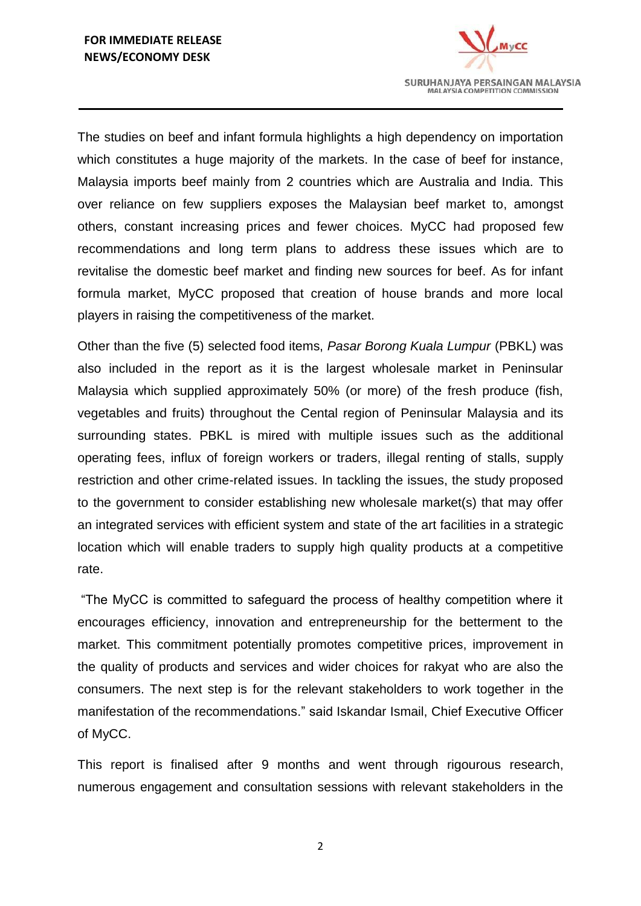The studies on beef and infant formula highlights a high dependency on importation which constitutes a huge majority of the markets. In the case of beef for instance, Malaysia imports beef mainly from 2 countries which are Australia and India. This over reliance on few suppliers exposes the Malaysian beef market to, amongst others, constant increasing prices and fewer choices. MyCC had proposed few recommendations and long term plans to address these issues which are to revitalise the domestic beef market and finding new sources for beef. As for infant formula market, MyCC proposed that creation of house brands and more local players in raising the competitiveness of the market.

Other than the five (5) selected food items, *Pasar Borong Kuala Lumpur* (PBKL) was also included in the report as it is the largest wholesale market in Peninsular Malaysia which supplied approximately 50% (or more) of the fresh produce (fish, vegetables and fruits) throughout the Cental region of Peninsular Malaysia and its surrounding states. PBKL is mired with multiple issues such as the additional operating fees, influx of foreign workers or traders, illegal renting of stalls, supply restriction and other crime-related issues. In tackling the issues, the study proposed to the government to consider establishing new wholesale market(s) that may offer an integrated services with efficient system and state of the art facilities in a strategic location which will enable traders to supply high quality products at a competitive rate.

"The MyCC is committed to safeguard the process of healthy competition where it encourages efficiency, innovation and entrepreneurship for the betterment to the market. This commitment potentially promotes competitive prices, improvement in the quality of products and services and wider choices for rakyat who are also the consumers. The next step is for the relevant stakeholders to work together in the manifestation of the recommendations." said Iskandar Ismail, Chief Executive Officer of MyCC.

This report is finalised after 9 months and went through rigourous research, numerous engagement and consultation sessions with relevant stakeholders in the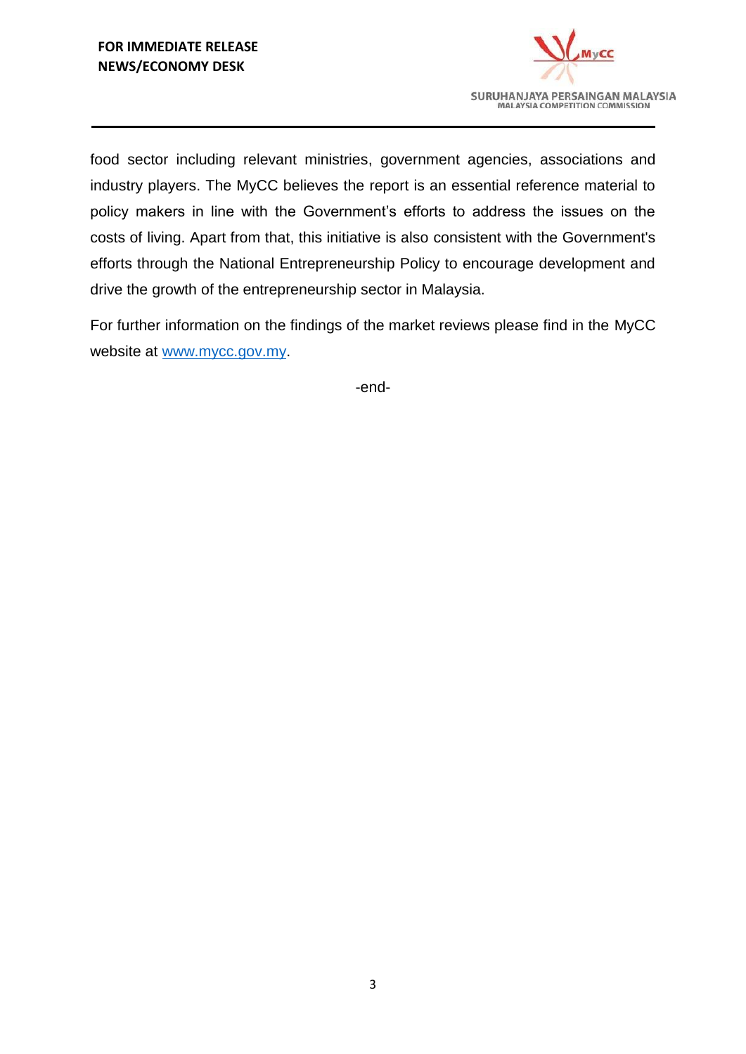food sector including relevant ministries, government agencies, associations and industry players. The MyCC believes the report is an essential reference material to policy makers in line with the Government's efforts to address the issues on the costs of living. Apart from that, this initiative is also consistent with the Government's efforts through the National Entrepreneurship Policy to encourage development and drive the growth of the entrepreneurship sector in Malaysia.

For further information on the findings of the market reviews please find in the MyCC website at www.mycc.gov.my.

-end-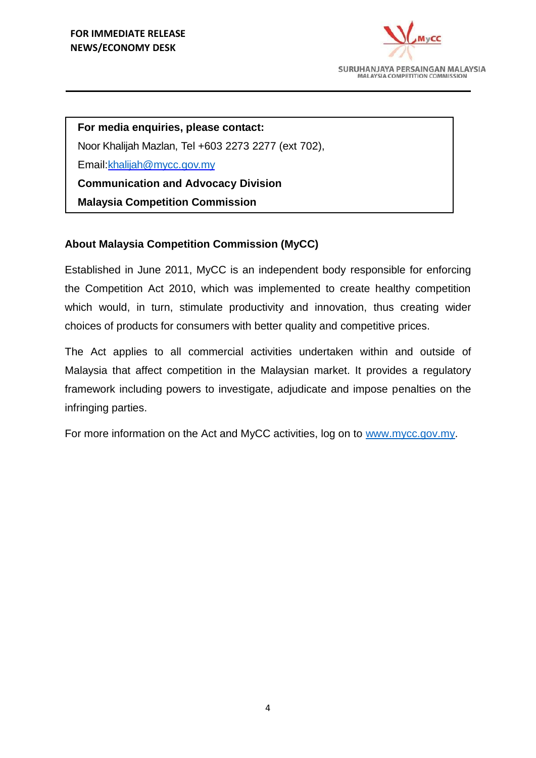**FOR IMMEDIATE RELEASE**
**NEWS/ECONOMY DESK**

SURUHANJAYA PERSAINGAN MALAYSIA
MALAYSIA COMPETITION COMMISSION

**For media enquiries, please contact:**

Noor Khalijah Mazlan, Tel +603 2273 2277 (ext 702),

Email:khalijah@mycc.gov.my

**Communication and Advocacy Division**

**Malaysia Competition Commission**

**About Malaysia Competition Commission (MyCC)**

Established in June 2011, MyCC is an independent body responsible for enforcing the Competition Act 2010, which was implemented to create healthy competition which would, in turn, stimulate productivity and innovation, thus creating wider choices of products for consumers with better quality and competitive prices.

The Act applies to all commercial activities undertaken within and outside of Malaysia that affect competition in the Malaysian market. It provides a regulatory framework including powers to investigate, adjudicate and impose penalties on the infringing parties.

For more information on the Act and MyCC activities, log on to www.mycc.gov.my.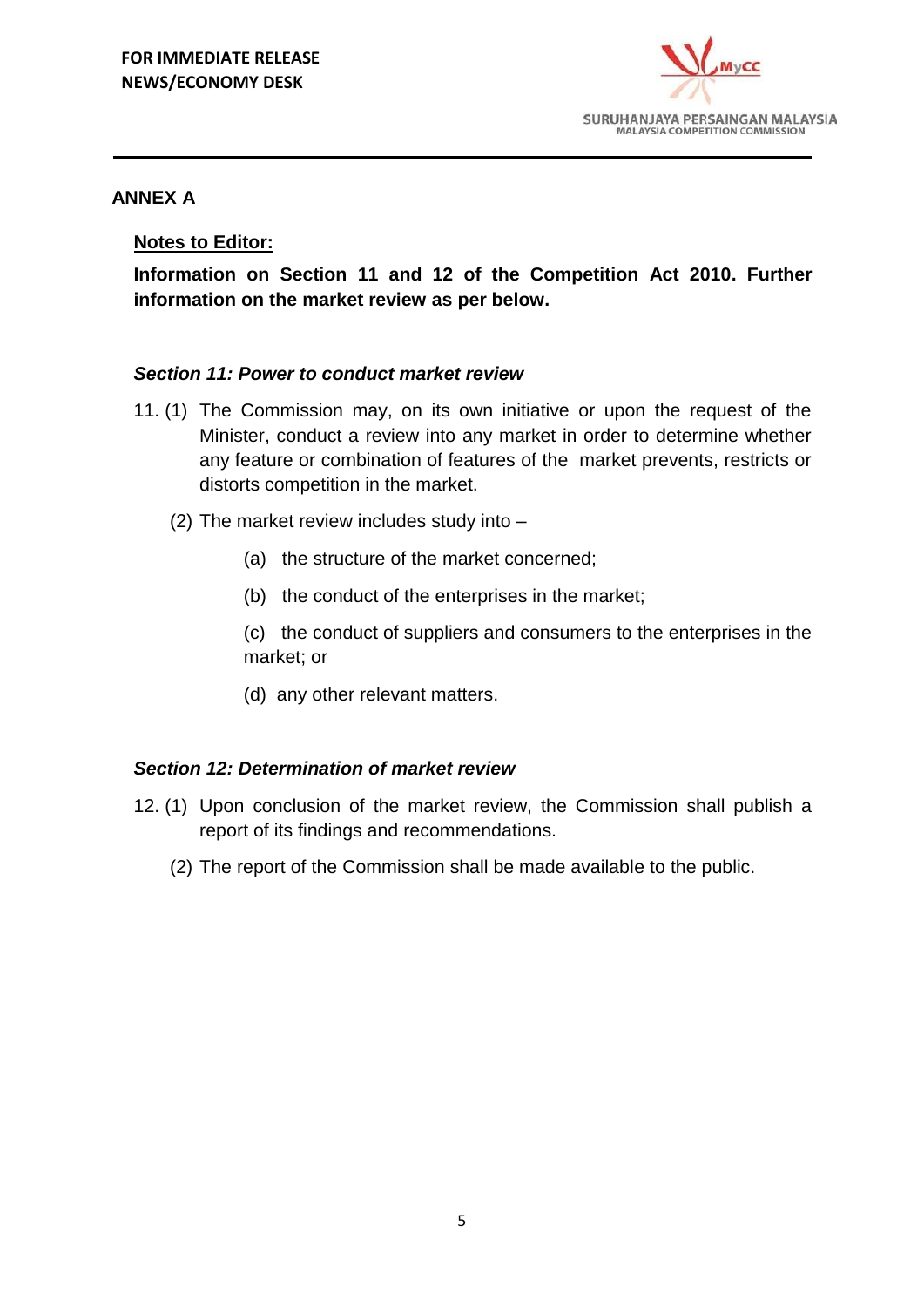FOR IMMEDIATE RELEASE
NEWS/ECONOMY DESK

SURUHANJAYA PERSAINGAN MALAYSIA
MALAYSIA COMPETITION COMMISSION

## ANNEX A

**Notes to Editor:**

**Information on Section 11 and 12 of the Competition Act 2010. Further information on the market review as per below.**

### *Section 11: Power to conduct market review*

11\. (1) The Commission may, on its own initiative or upon the request of the Minister, conduct a review into any market in order to determine whether any feature or combination of features of the market prevents, restricts or distorts competition in the market.

(2) The market review includes study into –

(a) the structure of the market concerned;

(b) the conduct of the enterprises in the market;

(c) the conduct of suppliers and consumers to the enterprises in the market; or

(d) any other relevant matters.

### *Section 12: Determination of market review*

12\. (1) Upon conclusion of the market review, the Commission shall publish a report of its findings and recommendations.

(2) The report of the Commission shall be made available to the public.